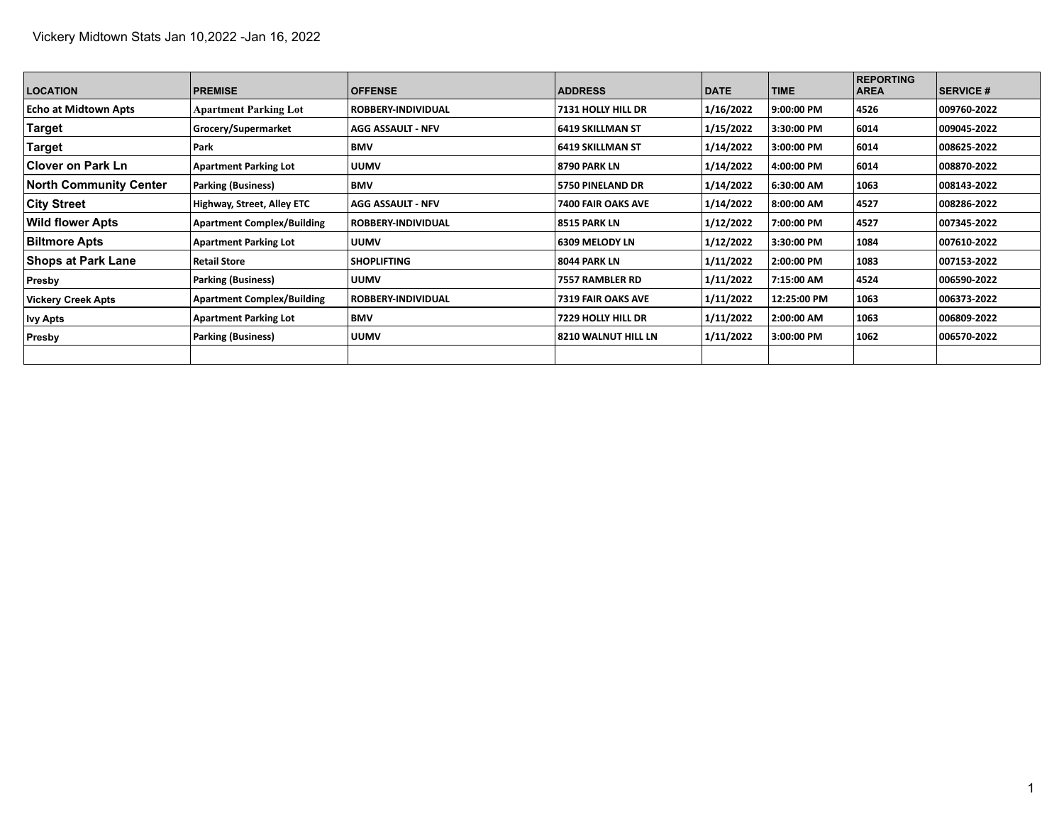Vickery Midtown Stats Jan 10,2022 -Jan 16, 2022

| LOCATION | PREMISE | OFFENSE | ADDRESS | DATE | TIME | REPORTING AREA | SERVICE # |
|---|---|---|---|---|---|---|---|
| Echo at Midtown Apts | Apartment Parking Lot | ROBBERY-INDIVIDUAL | 7131 HOLLY HILL DR | 1/16/2022 | 9:00:00 PM | 4526 | 009760-2022 |
| Target | Grocery/Supermarket | AGG ASSAULT - NFV | 6419 SKILLMAN ST | 1/15/2022 | 3:30:00 PM | 6014 | 009045-2022 |
| Target | Park | BMV | 6419 SKILLMAN ST | 1/14/2022 | 3:00:00 PM | 6014 | 008625-2022 |
| Clover on Park Ln | Apartment Parking Lot | UUMV | 8790 PARK LN | 1/14/2022 | 4:00:00 PM | 6014 | 008870-2022 |
| North Community Center | Parking (Business) | BMV | 5750 PINELAND DR | 1/14/2022 | 6:30:00 AM | 1063 | 008143-2022 |
| City Street | Highway, Street, Alley ETC | AGG ASSAULT - NFV | 7400 FAIR OAKS AVE | 1/14/2022 | 8:00:00 AM | 4527 | 008286-2022 |
| Wild flower Apts | Apartment Complex/Building | ROBBERY-INDIVIDUAL | 8515 PARK LN | 1/12/2022 | 7:00:00 PM | 4527 | 007345-2022 |
| Biltmore Apts | Apartment Parking Lot | UUMV | 6309 MELODY LN | 1/12/2022 | 3:30:00 PM | 1084 | 007610-2022 |
| Shops at Park Lane | Retail Store | SHOPLIFTING | 8044 PARK LN | 1/11/2022 | 2:00:00 PM | 1083 | 007153-2022 |
| Presby | Parking (Business) | UUMV | 7557 RAMBLER RD | 1/11/2022 | 7:15:00 AM | 4524 | 006590-2022 |
| Vickery Creek Apts | Apartment Complex/Building | ROBBERY-INDIVIDUAL | 7319 FAIR OAKS AVE | 1/11/2022 | 12:25:00 PM | 1063 | 006373-2022 |
| Ivy Apts | Apartment Parking Lot | BMV | 7229 HOLLY HILL DR | 1/11/2022 | 2:00:00 AM | 1063 | 006809-2022 |
| Presby | Parking (Business) | UUMV | 8210 WALNUT HILL LN | 1/11/2022 | 3:00:00 PM | 1062 | 006570-2022 |
| | | | | | | | |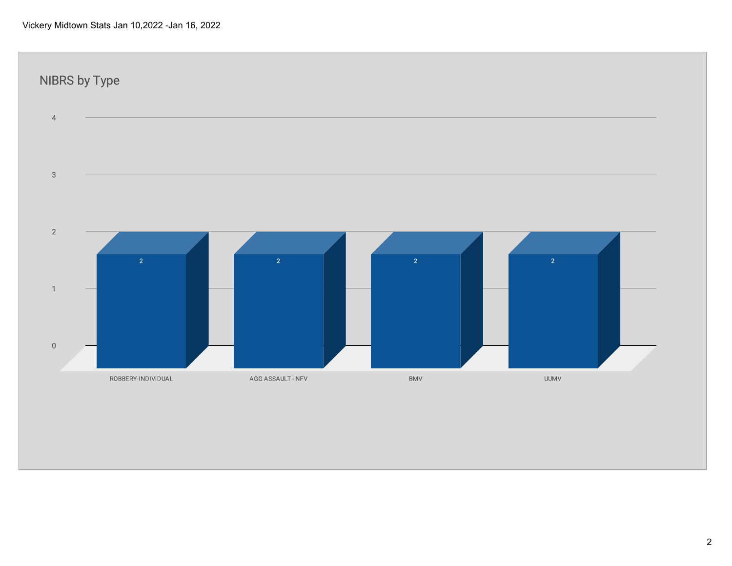Vickery Midtown Stats Jan 10,2022 -Jan 16, 2022

## NIBRS by Type

| Type | Count |
| --- | --- |
| ROBBERY-INDIVIDUAL | 2 |
| AGG ASSAULT - NFV | 2 |
| BMV | 2 |
| UUMV | 2 |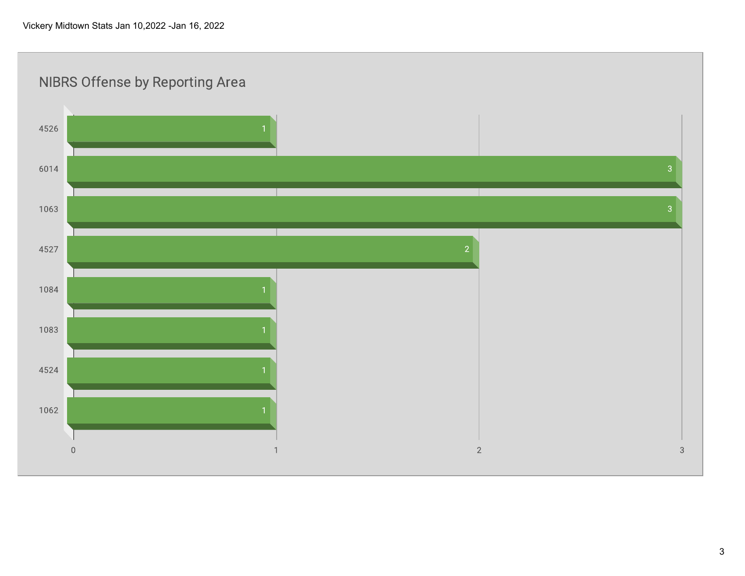Vickery Midtown Stats Jan 10,2022 -Jan 16, 2022

## NIBRS Offense by Reporting Area

| Reporting Area | Count |
| --- | --- |
| 4526 | 1 |
| 6014 | 3 |
| 1063 | 3 |
| 4527 | 2 |
| 1084 | 1 |
| 1083 | 1 |
| 4524 | 1 |
| 1062 | 1 |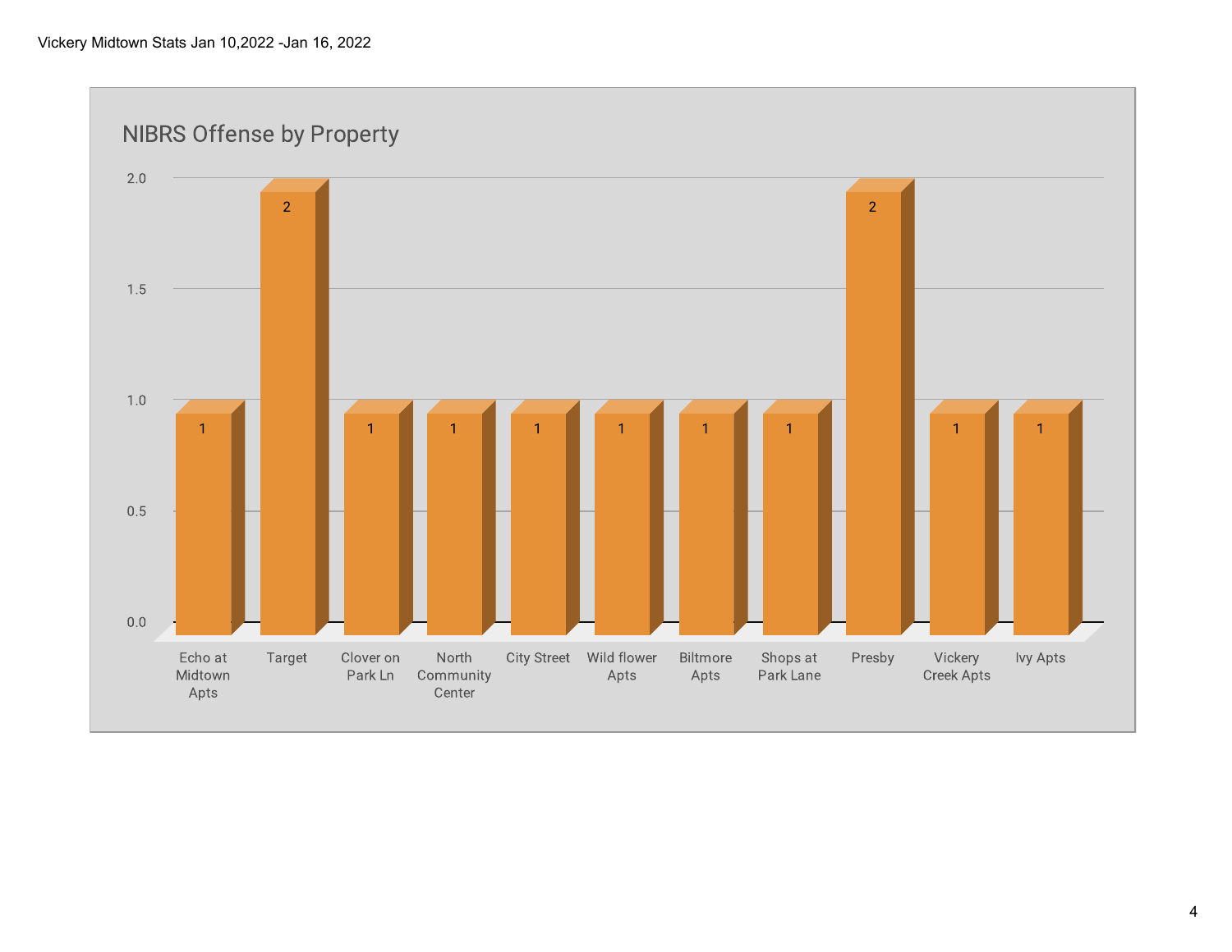Vickery Midtown Stats Jan 10,2022 -Jan 16, 2022

## NIBRS Offense by Property

| Property | Count |
|---|---|
| Echo at Midtown Apts | 1 |
| Target | 2 |
| Clover on Park Ln | 1 |
| North Community Center | 1 |
| City Street | 1 |
| Wild flower Apts | 1 |
| Biltmore Apts | 1 |
| Shops at Park Lane | 1 |
| Presby | 2 |
| Vickery Creek Apts | 1 |
| Ivy Apts | 1 |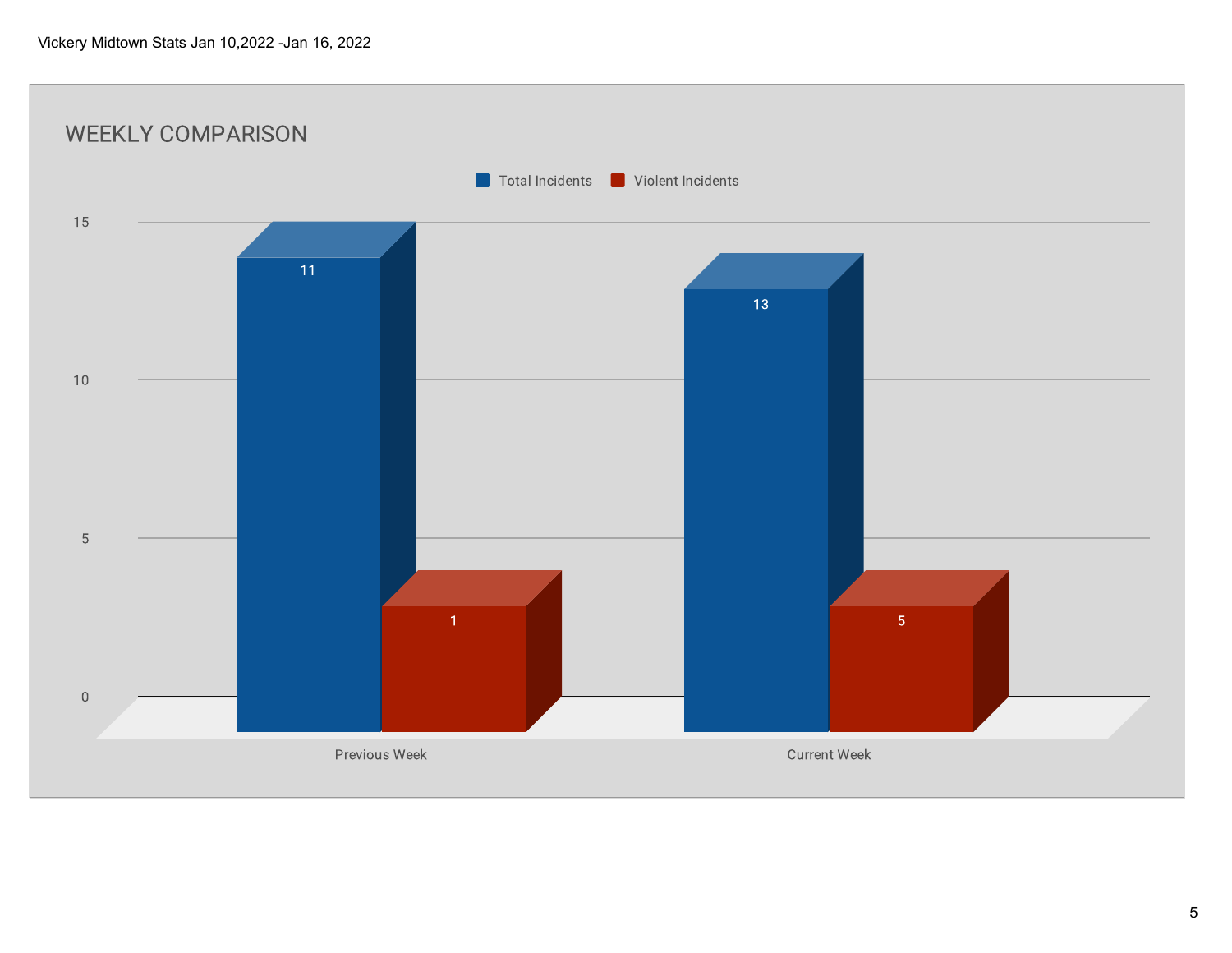Vickery Midtown Stats Jan 10,2022 -Jan 16, 2022

WEEKLY COMPARISON

Total Incidents
Violent Incidents

15
10
5
0

11
1
13
5

Previous Week
Current Week